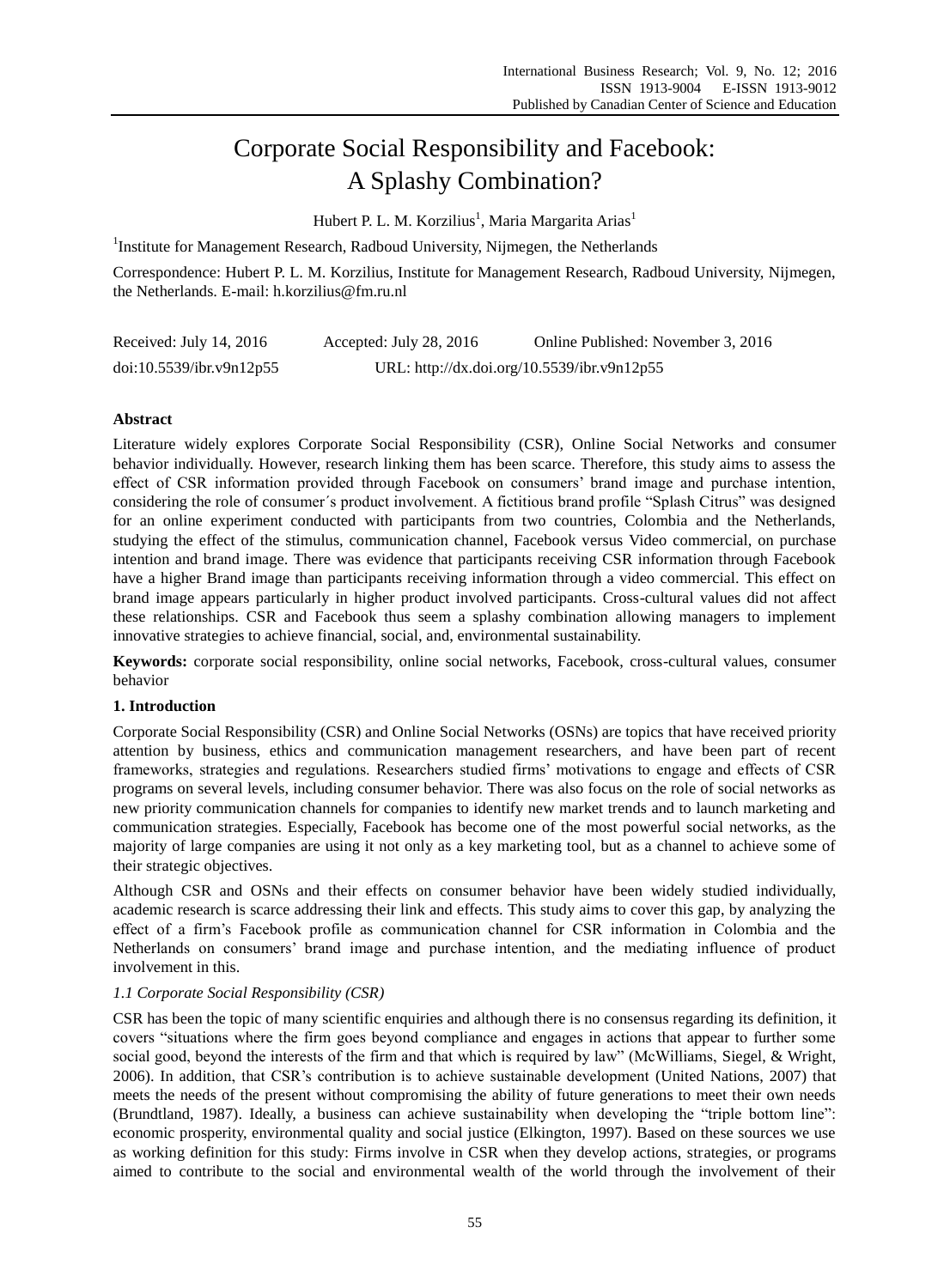# Corporate Social Responsibility and Facebook: A Splashy Combination?

Hubert P. L. M. Korzilius[1], Maria Margarita Arias[1]

[1]Institute for Management Research, Radboud University, Nijmegen, the Netherlands

Correspondence: Hubert P. L. M. Korzilius, Institute for Management Research, Radboud University, Nijmegen, the Netherlands. E-mail: h.korzilius@fm.ru.nl

Received: July 14, 2016 Accepted: July 28, 2016 Online Published: November 3, 2016

doi:10.5539/ibr.v9n12p55 URL: http://dx.doi.org/10.5539/ibr.v9n12p55

## Abstract

Literature widely explores Corporate Social Responsibility (CSR), Online Social Networks and consumer behavior individually. However, research linking them has been scarce. Therefore, this study aims to assess the effect of CSR information provided through Facebook on consumers' brand image and purchase intention, considering the role of consumer´s product involvement. A fictitious brand profile "Splash Citrus" was designed for an online experiment conducted with participants from two countries, Colombia and the Netherlands, studying the effect of the stimulus, communication channel, Facebook versus Video commercial, on purchase intention and brand image. There was evidence that participants receiving CSR information through Facebook have a higher Brand image than participants receiving information through a video commercial. This effect on brand image appears particularly in higher product involved participants. Cross-cultural values did not affect these relationships. CSR and Facebook thus seem a splashy combination allowing managers to implement innovative strategies to achieve financial, social, and, environmental sustainability.

**Keywords:** corporate social responsibility, online social networks, Facebook, cross-cultural values, consumer behavior

## 1. Introduction

Corporate Social Responsibility (CSR) and Online Social Networks (OSNs) are topics that have received priority attention by business, ethics and communication management researchers, and have been part of recent frameworks, strategies and regulations. Researchers studied firms' motivations to engage and effects of CSR programs on several levels, including consumer behavior. There was also focus on the role of social networks as new priority communication channels for companies to identify new market trends and to launch marketing and communication strategies. Especially, Facebook has become one of the most powerful social networks, as the majority of large companies are using it not only as a key marketing tool, but as a channel to achieve some of their strategic objectives.

Although CSR and OSNs and their effects on consumer behavior have been widely studied individually, academic research is scarce addressing their link and effects. This study aims to cover this gap, by analyzing the effect of a firm's Facebook profile as communication channel for CSR information in Colombia and the Netherlands on consumers' brand image and purchase intention, and the mediating influence of product involvement in this.

### *1.1 Corporate Social Responsibility (CSR)*

CSR has been the topic of many scientific enquiries and although there is no consensus regarding its definition, it covers "situations where the firm goes beyond compliance and engages in actions that appear to further some social good, beyond the interests of the firm and that which is required by law" (McWilliams, Siegel, & Wright, 2006). In addition, that CSR's contribution is to achieve sustainable development (United Nations, 2007) that meets the needs of the present without compromising the ability of future generations to meet their own needs (Brundtland, 1987). Ideally, a business can achieve sustainability when developing the "triple bottom line": economic prosperity, environmental quality and social justice (Elkington, 1997). Based on these sources we use as working definition for this study: Firms involve in CSR when they develop actions, strategies, or programs aimed to contribute to the social and environmental wealth of the world through the involvement of their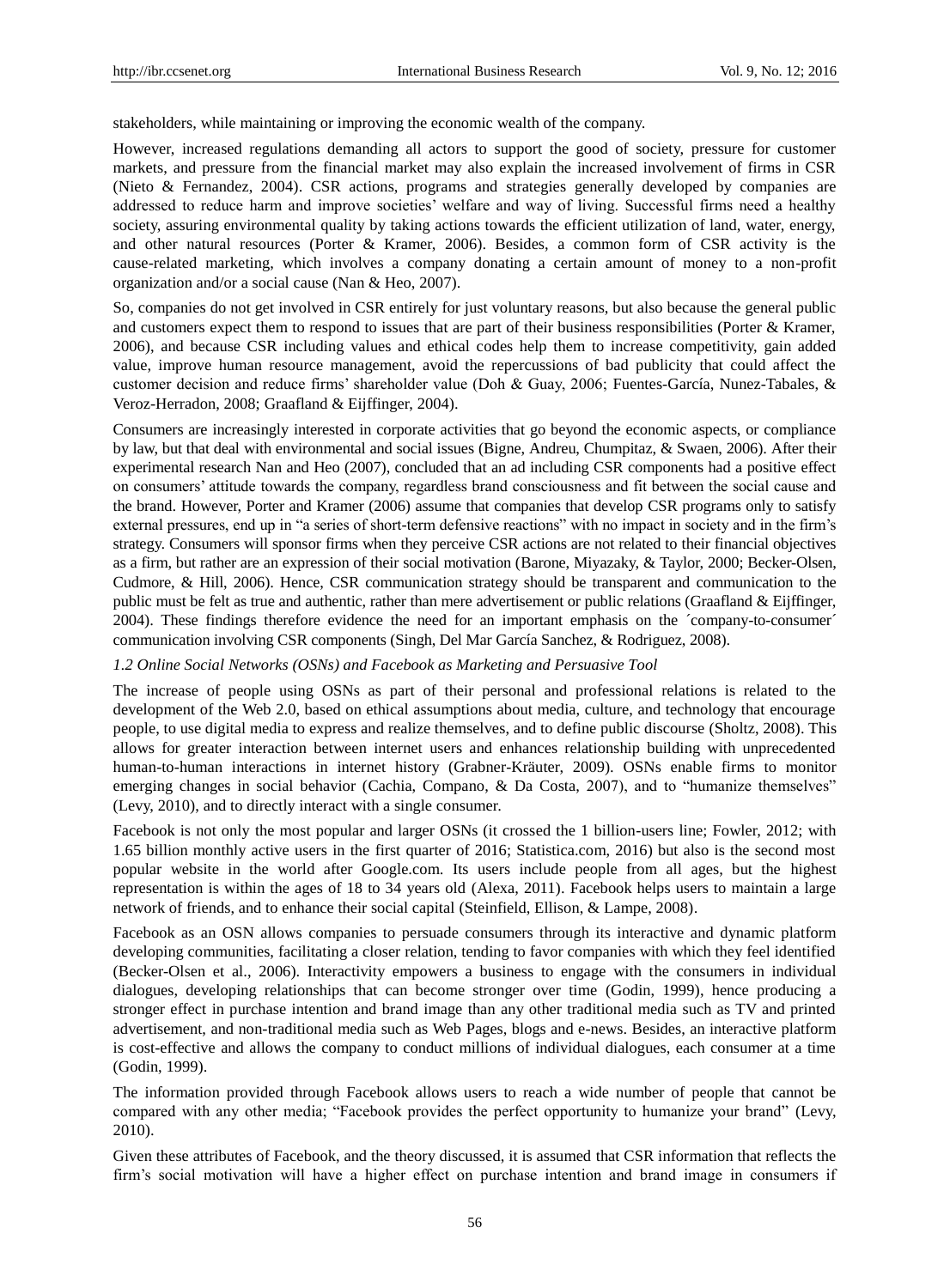stakeholders, while maintaining or improving the economic wealth of the company.

However, increased regulations demanding all actors to support the good of society, pressure for customer markets, and pressure from the financial market may also explain the increased involvement of firms in CSR (Nieto & Fernandez, 2004). CSR actions, programs and strategies generally developed by companies are addressed to reduce harm and improve societies' welfare and way of living. Successful firms need a healthy society, assuring environmental quality by taking actions towards the efficient utilization of land, water, energy, and other natural resources (Porter & Kramer, 2006). Besides, a common form of CSR activity is the cause-related marketing, which involves a company donating a certain amount of money to a non-profit organization and/or a social cause (Nan & Heo, 2007).

So, companies do not get involved in CSR entirely for just voluntary reasons, but also because the general public and customers expect them to respond to issues that are part of their business responsibilities (Porter & Kramer, 2006), and because CSR including values and ethical codes help them to increase competitivity, gain added value, improve human resource management, avoid the repercussions of bad publicity that could affect the customer decision and reduce firms' shareholder value (Doh & Guay, 2006; Fuentes-García, Nunez-Tabales, & Veroz-Herradon, 2008; Graafland & Eijffinger, 2004).

Consumers are increasingly interested in corporate activities that go beyond the economic aspects, or compliance by law, but that deal with environmental and social issues (Bigne, Andreu, Chumpitaz, & Swaen, 2006). After their experimental research Nan and Heo (2007), concluded that an ad including CSR components had a positive effect on consumers' attitude towards the company, regardless brand consciousness and fit between the social cause and the brand. However, Porter and Kramer (2006) assume that companies that develop CSR programs only to satisfy external pressures, end up in "a series of short-term defensive reactions" with no impact in society and in the firm's strategy. Consumers will sponsor firms when they perceive CSR actions are not related to their financial objectives as a firm, but rather are an expression of their social motivation (Barone, Miyazaky, & Taylor, 2000; Becker-Olsen, Cudmore, & Hill, 2006). Hence, CSR communication strategy should be transparent and communication to the public must be felt as true and authentic, rather than mere advertisement or public relations (Graafland & Eijffinger, 2004). These findings therefore evidence the need for an important emphasis on the ´company-to-consumer´ communication involving CSR components (Singh, Del Mar García Sanchez, & Rodriguez, 2008).

### *1.2 Online Social Networks (OSNs) and Facebook as Marketing and Persuasive Tool*

The increase of people using OSNs as part of their personal and professional relations is related to the development of the Web 2.0, based on ethical assumptions about media, culture, and technology that encourage people, to use digital media to express and realize themselves, and to define public discourse (Sholtz, 2008). This allows for greater interaction between internet users and enhances relationship building with unprecedented human-to-human interactions in internet history (Grabner-Kräuter, 2009). OSNs enable firms to monitor emerging changes in social behavior (Cachia, Compano, & Da Costa, 2007), and to "humanize themselves" (Levy, 2010), and to directly interact with a single consumer.

Facebook is not only the most popular and larger OSNs (it crossed the 1 billion-users line; Fowler, 2012; with 1.65 billion monthly active users in the first quarter of 2016; Statistica.com, 2016) but also is the second most popular website in the world after Google.com. Its users include people from all ages, but the highest representation is within the ages of 18 to 34 years old (Alexa, 2011). Facebook helps users to maintain a large network of friends, and to enhance their social capital (Steinfield, Ellison, & Lampe, 2008).

Facebook as an OSN allows companies to persuade consumers through its interactive and dynamic platform developing communities, facilitating a closer relation, tending to favor companies with which they feel identified (Becker-Olsen et al., 2006). Interactivity empowers a business to engage with the consumers in individual dialogues, developing relationships that can become stronger over time (Godin, 1999), hence producing a stronger effect in purchase intention and brand image than any other traditional media such as TV and printed advertisement, and non-traditional media such as Web Pages, blogs and e-news. Besides, an interactive platform is cost-effective and allows the company to conduct millions of individual dialogues, each consumer at a time (Godin, 1999).

The information provided through Facebook allows users to reach a wide number of people that cannot be compared with any other media; "Facebook provides the perfect opportunity to humanize your brand" (Levy, 2010).

Given these attributes of Facebook, and the theory discussed, it is assumed that CSR information that reflects the firm's social motivation will have a higher effect on purchase intention and brand image in consumers if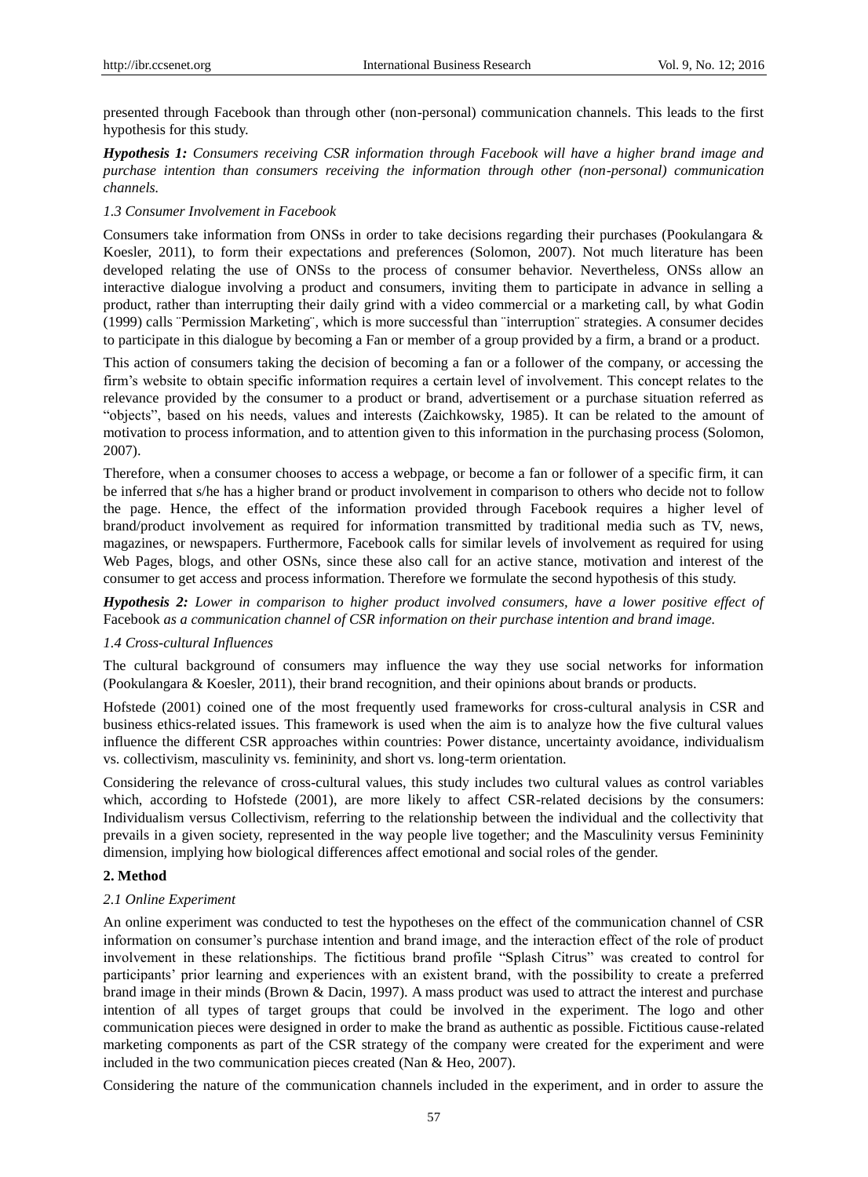presented through Facebook than through other (non-personal) communication channels. This leads to the first hypothesis for this study.

***Hypothesis 1:*** *Consumers receiving CSR information through Facebook will have a higher brand image and purchase intention than consumers receiving the information through other (non-personal) communication channels.*

### *1.3 Consumer Involvement in Facebook*

Consumers take information from ONSs in order to take decisions regarding their purchases (Pookulangara & Koesler, 2011), to form their expectations and preferences (Solomon, 2007). Not much literature has been developed relating the use of ONSs to the process of consumer behavior. Nevertheless, ONSs allow an interactive dialogue involving a product and consumers, inviting them to participate in advance in selling a product, rather than interrupting their daily grind with a video commercial or a marketing call, by what Godin (1999) calls ¨Permission Marketing¨, which is more successful than ¨interruption¨ strategies. A consumer decides to participate in this dialogue by becoming a Fan or member of a group provided by a firm, a brand or a product.

This action of consumers taking the decision of becoming a fan or a follower of the company, or accessing the firm's website to obtain specific information requires a certain level of involvement. This concept relates to the relevance provided by the consumer to a product or brand, advertisement or a purchase situation referred as "objects", based on his needs, values and interests (Zaichkowsky, 1985). It can be related to the amount of motivation to process information, and to attention given to this information in the purchasing process (Solomon, 2007).

Therefore, when a consumer chooses to access a webpage, or become a fan or follower of a specific firm, it can be inferred that s/he has a higher brand or product involvement in comparison to others who decide not to follow the page. Hence, the effect of the information provided through Facebook requires a higher level of brand/product involvement as required for information transmitted by traditional media such as TV, news, magazines, or newspapers. Furthermore, Facebook calls for similar levels of involvement as required for using Web Pages, blogs, and other OSNs, since these also call for an active stance, motivation and interest of the consumer to get access and process information. Therefore we formulate the second hypothesis of this study.

***Hypothesis 2:*** *Lower in comparison to higher product involved consumers, have a lower positive effect of* Facebook *as a communication channel of CSR information on their purchase intention and brand image.*

### *1.4 Cross-cultural Influences*

The cultural background of consumers may influence the way they use social networks for information (Pookulangara & Koesler, 2011), their brand recognition, and their opinions about brands or products.

Hofstede (2001) coined one of the most frequently used frameworks for cross-cultural analysis in CSR and business ethics-related issues. This framework is used when the aim is to analyze how the five cultural values influence the different CSR approaches within countries: Power distance, uncertainty avoidance, individualism vs. collectivism, masculinity vs. femininity, and short vs. long-term orientation.

Considering the relevance of cross-cultural values, this study includes two cultural values as control variables which, according to Hofstede (2001), are more likely to affect CSR-related decisions by the consumers: Individualism versus Collectivism, referring to the relationship between the individual and the collectivity that prevails in a given society, represented in the way people live together; and the Masculinity versus Femininity dimension, implying how biological differences affect emotional and social roles of the gender.

## 2. Method

### *2.1 Online Experiment*

An online experiment was conducted to test the hypotheses on the effect of the communication channel of CSR information on consumer's purchase intention and brand image, and the interaction effect of the role of product involvement in these relationships. The fictitious brand profile "Splash Citrus" was created to control for participants' prior learning and experiences with an existent brand, with the possibility to create a preferred brand image in their minds (Brown & Dacin, 1997). A mass product was used to attract the interest and purchase intention of all types of target groups that could be involved in the experiment. The logo and other communication pieces were designed in order to make the brand as authentic as possible. Fictitious cause-related marketing components as part of the CSR strategy of the company were created for the experiment and were included in the two communication pieces created (Nan & Heo, 2007).

Considering the nature of the communication channels included in the experiment, and in order to assure the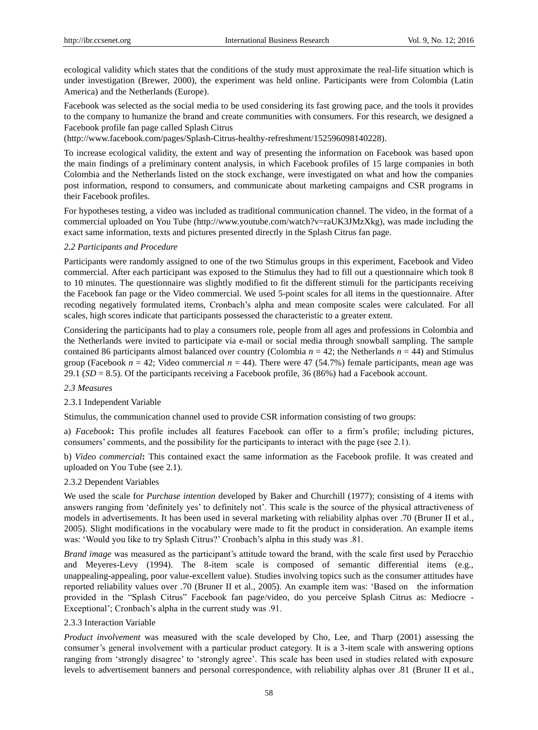ecological validity which states that the conditions of the study must approximate the real-life situation which is under investigation (Brewer, 2000), the experiment was held online. Participants were from Colombia (Latin America) and the Netherlands (Europe).

Facebook was selected as the social media to be used considering its fast growing pace, and the tools it provides to the company to humanize the brand and create communities with consumers. For this research, we designed a Facebook profile fan page called Splash Citrus (http://www.facebook.com/pages/Splash-Citrus-healthy-refreshment/152596098140228).

To increase ecological validity, the extent and way of presenting the information on Facebook was based upon the main findings of a preliminary content analysis, in which Facebook profiles of 15 large companies in both Colombia and the Netherlands listed on the stock exchange, were investigated on what and how the companies post information, respond to consumers, and communicate about marketing campaigns and CSR programs in their Facebook profiles.

For hypotheses testing, a video was included as traditional communication channel. The video, in the format of a commercial uploaded on You Tube (http://www.youtube.com/watch?v=raUK3JMzXkg), was made including the exact same information, texts and pictures presented directly in the Splash Citrus fan page.

### *2.2 Participants and Procedure*

Participants were randomly assigned to one of the two Stimulus groups in this experiment, Facebook and Video commercial. After each participant was exposed to the Stimulus they had to fill out a questionnaire which took 8 to 10 minutes. The questionnaire was slightly modified to fit the different stimuli for the participants receiving the Facebook fan page or the Video commercial. We used 5-point scales for all items in the questionnaire. After recoding negatively formulated items, Cronbach's alpha and mean composite scales were calculated. For all scales, high scores indicate that participants possessed the characteristic to a greater extent.

Considering the participants had to play a consumers role, people from all ages and professions in Colombia and the Netherlands were invited to participate via e-mail or social media through snowball sampling. The sample contained 86 participants almost balanced over country (Colombia $n = 42$; the Netherlands $n = 44$) and Stimulus group (Facebook $n = 42$; Video commercial $n = 44$). There were 47 (54.7%) female participants, mean age was 29.1 ($SD = 8.5$). Of the participants receiving a Facebook profile, 36 (86%) had a Facebook account.

### *2.3 Measures*

#### 2.3.1 Independent Variable

Stimulus, the communication channel used to provide CSR information consisting of two groups:

a) ***Facebook*:** This profile includes all features Facebook can offer to a firm's profile; including pictures, consumers' comments, and the possibility for the participants to interact with the page (see 2.1).

b) ***Video commercial*:** This contained exact the same information as the Facebook profile. It was created and uploaded on You Tube (see 2.1).

#### 2.3.2 Dependent Variables

We used the scale for *Purchase intention* developed by Baker and Churchill (1977); consisting of 4 items with answers ranging from 'definitely yes' to definitely not'. This scale is the source of the physical attractiveness of models in advertisements. It has been used in several marketing with reliability alphas over .70 (Bruner II et al., 2005). Slight modifications in the vocabulary were made to fit the product in consideration. An example items was: 'Would you like to try Splash Citrus?' Cronbach's alpha in this study was .81.

*Brand image* was measured as the participant's attitude toward the brand, with the scale first used by Peracchio and Meyeres-Levy (1994). The 8-item scale is composed of semantic differential items (e.g., unappealing-appealing, poor value-excellent value). Studies involving topics such as the consumer attitudes have reported reliability values over .70 (Bruner II et al., 2005). An example item was: 'Based on the information provided in the "Splash Citrus" Facebook fan page/video, do you perceive Splash Citrus as: Mediocre - Exceptional'; Cronbach's alpha in the current study was .91.

#### 2.3.3 Interaction Variable

*Product involvement* was measured with the scale developed by Cho, Lee, and Tharp (2001) assessing the consumer's general involvement with a particular product category. It is a 3-item scale with answering options ranging from 'strongly disagree' to 'strongly agree'. This scale has been used in studies related with exposure levels to advertisement banners and personal correspondence, with reliability alphas over .81 (Bruner II et al.,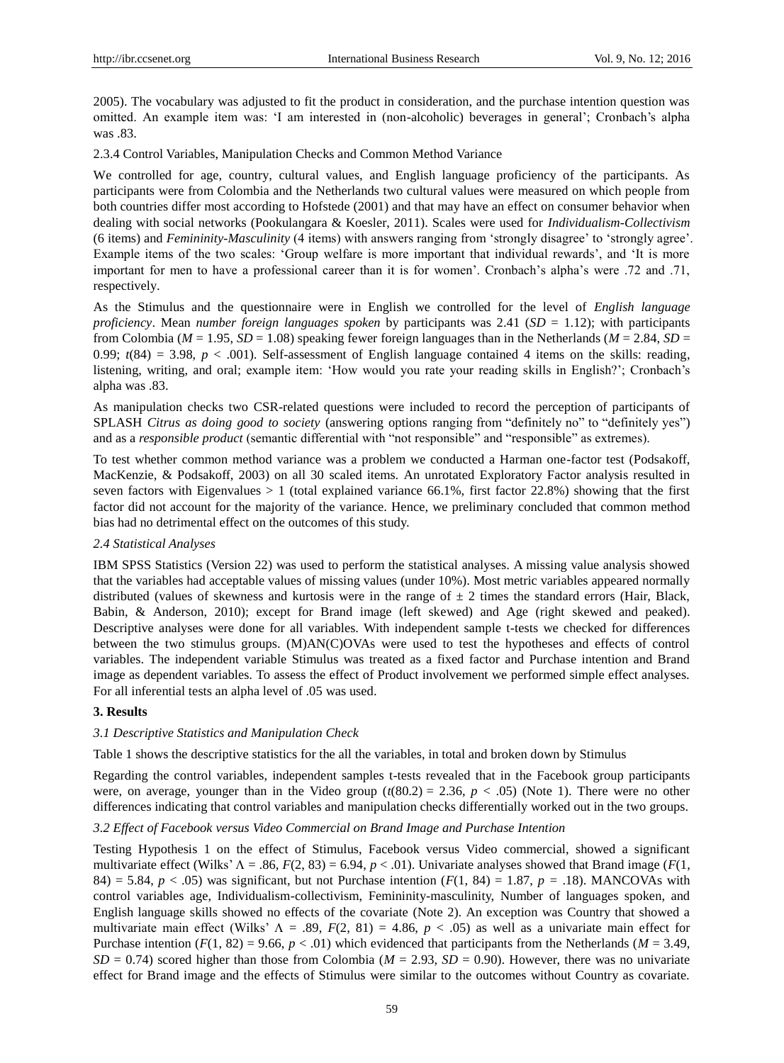2005). The vocabulary was adjusted to fit the product in consideration, and the purchase intention question was omitted. An example item was: 'I am interested in (non-alcoholic) beverages in general'; Cronbach's alpha was .83.

2.3.4 Control Variables, Manipulation Checks and Common Method Variance

We controlled for age, country, cultural values, and English language proficiency of the participants. As participants were from Colombia and the Netherlands two cultural values were measured on which people from both countries differ most according to Hofstede (2001) and that may have an effect on consumer behavior when dealing with social networks (Pookulangara & Koesler, 2011). Scales were used for *Individualism-Collectivism* (6 items) and *Femininity-Masculinity* (4 items) with answers ranging from 'strongly disagree' to 'strongly agree'. Example items of the two scales: 'Group welfare is more important that individual rewards', and 'It is more important for men to have a professional career than it is for women'. Cronbach's alpha's were .72 and .71, respectively.

As the Stimulus and the questionnaire were in English we controlled for the level of *English language proficiency*. Mean *number foreign languages spoken* by participants was 2.41 ($SD$ = 1.12); with participants from Colombia ($M$ = 1.95, $SD$ = 1.08) speaking fewer foreign languages than in the Netherlands ($M$ = 2.84, $SD$ = 0.99; $t(84)$ = 3.98, $p$ < .001). Self-assessment of English language contained 4 items on the skills: reading, listening, writing, and oral; example item: 'How would you rate your reading skills in English?'; Cronbach's alpha was .83.

As manipulation checks two CSR-related questions were included to record the perception of participants of SPLASH *Citrus as doing good to society* (answering options ranging from "definitely no" to "definitely yes") and as a *responsible product* (semantic differential with "not responsible" and "responsible" as extremes).

To test whether common method variance was a problem we conducted a Harman one-factor test (Podsakoff, MacKenzie, & Podsakoff, 2003) on all 30 scaled items. An unrotated Exploratory Factor analysis resulted in seven factors with Eigenvalues > 1 (total explained variance 66.1%, first factor 22.8%) showing that the first factor did not account for the majority of the variance. Hence, we preliminary concluded that common method bias had no detrimental effect on the outcomes of this study.

*2.4 Statistical Analyses*

IBM SPSS Statistics (Version 22) was used to perform the statistical analyses. A missing value analysis showed that the variables had acceptable values of missing values (under 10%). Most metric variables appeared normally distributed (values of skewness and kurtosis were in the range of ± 2 times the standard errors (Hair, Black, Babin, & Anderson, 2010); except for Brand image (left skewed) and Age (right skewed and peaked). Descriptive analyses were done for all variables. With independent sample t-tests we checked for differences between the two stimulus groups. (M)AN(C)OVAs were used to test the hypotheses and effects of control variables. The independent variable Stimulus was treated as a fixed factor and Purchase intention and Brand image as dependent variables. To assess the effect of Product involvement we performed simple effect analyses. For all inferential tests an alpha level of .05 was used.

## 3. Results

*3.1 Descriptive Statistics and Manipulation Check*

Table 1 shows the descriptive statistics for the all the variables, in total and broken down by Stimulus

Regarding the control variables, independent samples t-tests revealed that in the Facebook group participants were, on average, younger than in the Video group ($t(80.2)$ = 2.36, $p$ < .05) (Note 1). There were no other differences indicating that control variables and manipulation checks differentially worked out in the two groups.

*3.2 Effect of Facebook versus Video Commercial on Brand Image and Purchase Intention*

Testing Hypothesis 1 on the effect of Stimulus, Facebook versus Video commercial, showed a significant multivariate effect (Wilks' $\Lambda$ = .86, $F(2, 83)$ = 6.94, $p$ < .01). Univariate analyses showed that Brand image ($F(1, 84)$ = 5.84, $p$ < .05) was significant, but not Purchase intention ($F(1, 84)$ = 1.87, $p$ = .18). MANCOVAs with control variables age, Individualism-collectivism, Femininity-masculinity, Number of languages spoken, and English language skills showed no effects of the covariate (Note 2). An exception was Country that showed a multivariate main effect (Wilks' $\Lambda$ = .89, $F(2, 81)$ = 4.86, $p$ < .05) as well as a univariate main effect for Purchase intention ($F(1, 82)$ = 9.66, $p$ < .01) which evidenced that participants from the Netherlands ($M$ = 3.49, $SD$ = 0.74) scored higher than those from Colombia ($M$ = 2.93, $SD$ = 0.90). However, there was no univariate effect for Brand image and the effects of Stimulus were similar to the outcomes without Country as covariate.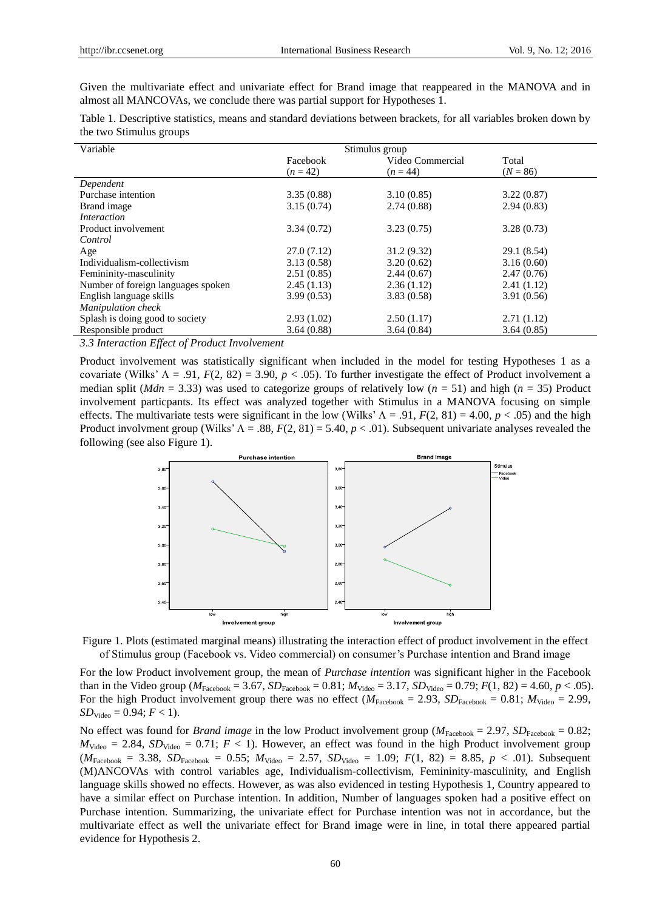Given the multivariate effect and univariate effect for Brand image that reappeared in the MANOVA and in almost all MANCOVAs, we conclude there was partial support for Hypotheses 1.

Table 1. Descriptive statistics, means and standard deviations between brackets, for all variables broken down by the two Stimulus groups

| Variable | Stimulus group | | |
|---|---|---|---|
| | Facebook ($n = 42$) | Video Commercial ($n = 44$) | Total ($N = 86$) |
| *Dependent* | | | |
| Purchase intention | 3.35 (0.88) | 3.10 (0.85) | 3.22 (0.87) |
| Brand image | 3.15 (0.74) | 2.74 (0.88) | 2.94 (0.83) |
| *Interaction* | | | |
| Product involvement | 3.34 (0.72) | 3.23 (0.75) | 3.28 (0.73) |
| *Control* | | | |
| Age | 27.0 (7.12) | 31.2 (9.32) | 29.1 (8.54) |
| Individualism-collectivism | 3.13 (0.58) | 3.20 (0.62) | 3.16 (0.60) |
| Femininity-masculinity | 2.51 (0.85) | 2.44 (0.67) | 2.47 (0.76) |
| Number of foreign languages spoken | 2.45 (1.13) | 2.36 (1.12) | 2.41 (1.12) |
| English language skills | 3.99 (0.53) | 3.83 (0.58) | 3.91 (0.56) |
| *Manipulation check* | | | |
| Splash is doing good to society | 2.93 (1.02) | 2.50 (1.17) | 2.71 (1.12) |
| Responsible product | 3.64 (0.88) | 3.64 (0.84) | 3.64 (0.85) |

### 3.3 Interaction Effect of Product Involvement

Product involvement was statistically significant when included in the model for testing Hypotheses 1 as a covariate (Wilks' $\Lambda = .91$, $F(2, 82) = 3.90$, $p < .05$). To further investigate the effect of Product involvement a median split ($Mdn = 3.33$) was used to categorize groups of relatively low ($n = 51$) and high ($n = 35$) Product involvement particpants. Its effect was analyzed together with Stimulus in a MANOVA focusing on simple effects. The multivariate tests were significant in the low (Wilks' $\Lambda = .91$, $F(2, 81) = 4.00$, $p < .05$) and the high Product involvment group (Wilks' $\Lambda = .88$, $F(2, 81) = 5.40$, $p < .01$). Subsequent univariate analyses revealed the following (see also Figure 1).

Figure 1. Plots (estimated marginal means) illustrating the interaction effect of product involvement in the effect of Stimulus group (Facebook vs. Video commercial) on consumer's Purchase intention and Brand image

For the low Product involvement group, the mean of *Purchase intention* was significant higher in the Facebook than in the Video group ($M_{\text{Facebook}} = 3.67$, $SD_{\text{Facebook}} = 0.81$; $M_{\text{Video}} = 3.17$, $SD_{\text{Video}} = 0.79$; $F(1, 82) = 4.60$, $p < .05$). For the high Product involvement group there was no effect ($M_{\text{Facebook}} = 2.93$, $SD_{\text{Facebook}} = 0.81$; $M_{\text{Video}} = 2.99$, $SD_{\text{Video}} = 0.94$; $F < 1$).

No effect was found for *Brand image* in the low Product involvement group ($M_{\text{Facebook}} = 2.97$, $SD_{\text{Facebook}} = 0.82$; $M_{\text{Video}} = 2.84$, $SD_{\text{Video}} = 0.71$; $F < 1$). However, an effect was found in the high Product involvement group ($M_{\text{Facebook}} = 3.38$, $SD_{\text{Facebook}} = 0.55$; $M_{\text{Video}} = 2.57$, $SD_{\text{Video}} = 1.09$; $F(1, 82) = 8.85$, $p < .01$). Subsequent (M)ANCOVAs with control variables age, Individualism-collectivism, Femininity-masculinity, and English language skills showed no effects. However, as was also evidenced in testing Hypothesis 1, Country appeared to have a similar effect on Purchase intention. In addition, Number of languages spoken had a positive effect on Purchase intention. Summarizing, the univariate effect for Purchase intention was not in accordance, but the multivariate effect as well the univariate effect for Brand image were in line, in total there appeared partial evidence for Hypothesis 2.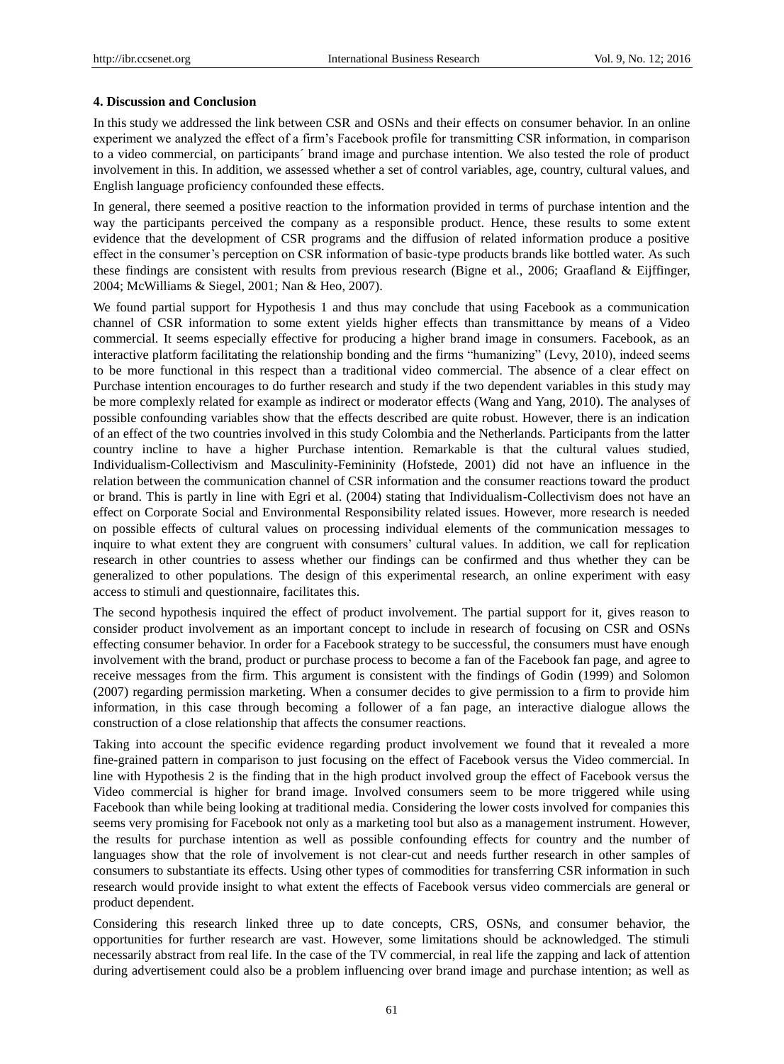### 4. Discussion and Conclusion

In this study we addressed the link between CSR and OSNs and their effects on consumer behavior. In an online experiment we analyzed the effect of a firm's Facebook profile for transmitting CSR information, in comparison to a video commercial, on participants´ brand image and purchase intention. We also tested the role of product involvement in this. In addition, we assessed whether a set of control variables, age, country, cultural values, and English language proficiency confounded these effects.

In general, there seemed a positive reaction to the information provided in terms of purchase intention and the way the participants perceived the company as a responsible product. Hence, these results to some extent evidence that the development of CSR programs and the diffusion of related information produce a positive effect in the consumer's perception on CSR information of basic-type products brands like bottled water. As such these findings are consistent with results from previous research (Bigne et al., 2006; Graafland & Eijffinger, 2004; McWilliams & Siegel, 2001; Nan & Heo, 2007).

We found partial support for Hypothesis 1 and thus may conclude that using Facebook as a communication channel of CSR information to some extent yields higher effects than transmittance by means of a Video commercial. It seems especially effective for producing a higher brand image in consumers. Facebook, as an interactive platform facilitating the relationship bonding and the firms "humanizing" (Levy, 2010), indeed seems to be more functional in this respect than a traditional video commercial. The absence of a clear effect on Purchase intention encourages to do further research and study if the two dependent variables in this study may be more complexly related for example as indirect or moderator effects (Wang and Yang, 2010). The analyses of possible confounding variables show that the effects described are quite robust. However, there is an indication of an effect of the two countries involved in this study Colombia and the Netherlands. Participants from the latter country incline to have a higher Purchase intention. Remarkable is that the cultural values studied, Individualism-Collectivism and Masculinity-Femininity (Hofstede, 2001) did not have an influence in the relation between the communication channel of CSR information and the consumer reactions toward the product or brand. This is partly in line with Egri et al. (2004) stating that Individualism-Collectivism does not have an effect on Corporate Social and Environmental Responsibility related issues. However, more research is needed on possible effects of cultural values on processing individual elements of the communication messages to inquire to what extent they are congruent with consumers' cultural values. In addition, we call for replication research in other countries to assess whether our findings can be confirmed and thus whether they can be generalized to other populations. The design of this experimental research, an online experiment with easy access to stimuli and questionnaire, facilitates this.

The second hypothesis inquired the effect of product involvement. The partial support for it, gives reason to consider product involvement as an important concept to include in research of focusing on CSR and OSNs effecting consumer behavior. In order for a Facebook strategy to be successful, the consumers must have enough involvement with the brand, product or purchase process to become a fan of the Facebook fan page, and agree to receive messages from the firm. This argument is consistent with the findings of Godin (1999) and Solomon (2007) regarding permission marketing. When a consumer decides to give permission to a firm to provide him information, in this case through becoming a follower of a fan page, an interactive dialogue allows the construction of a close relationship that affects the consumer reactions.

Taking into account the specific evidence regarding product involvement we found that it revealed a more fine-grained pattern in comparison to just focusing on the effect of Facebook versus the Video commercial. In line with Hypothesis 2 is the finding that in the high product involved group the effect of Facebook versus the Video commercial is higher for brand image. Involved consumers seem to be more triggered while using Facebook than while being looking at traditional media. Considering the lower costs involved for companies this seems very promising for Facebook not only as a marketing tool but also as a management instrument. However, the results for purchase intention as well as possible confounding effects for country and the number of languages show that the role of involvement is not clear-cut and needs further research in other samples of consumers to substantiate its effects. Using other types of commodities for transferring CSR information in such research would provide insight to what extent the effects of Facebook versus video commercials are general or product dependent.

Considering this research linked three up to date concepts, CRS, OSNs, and consumer behavior, the opportunities for further research are vast. However, some limitations should be acknowledged. The stimuli necessarily abstract from real life. In the case of the TV commercial, in real life the zapping and lack of attention during advertisement could also be a problem influencing over brand image and purchase intention; as well as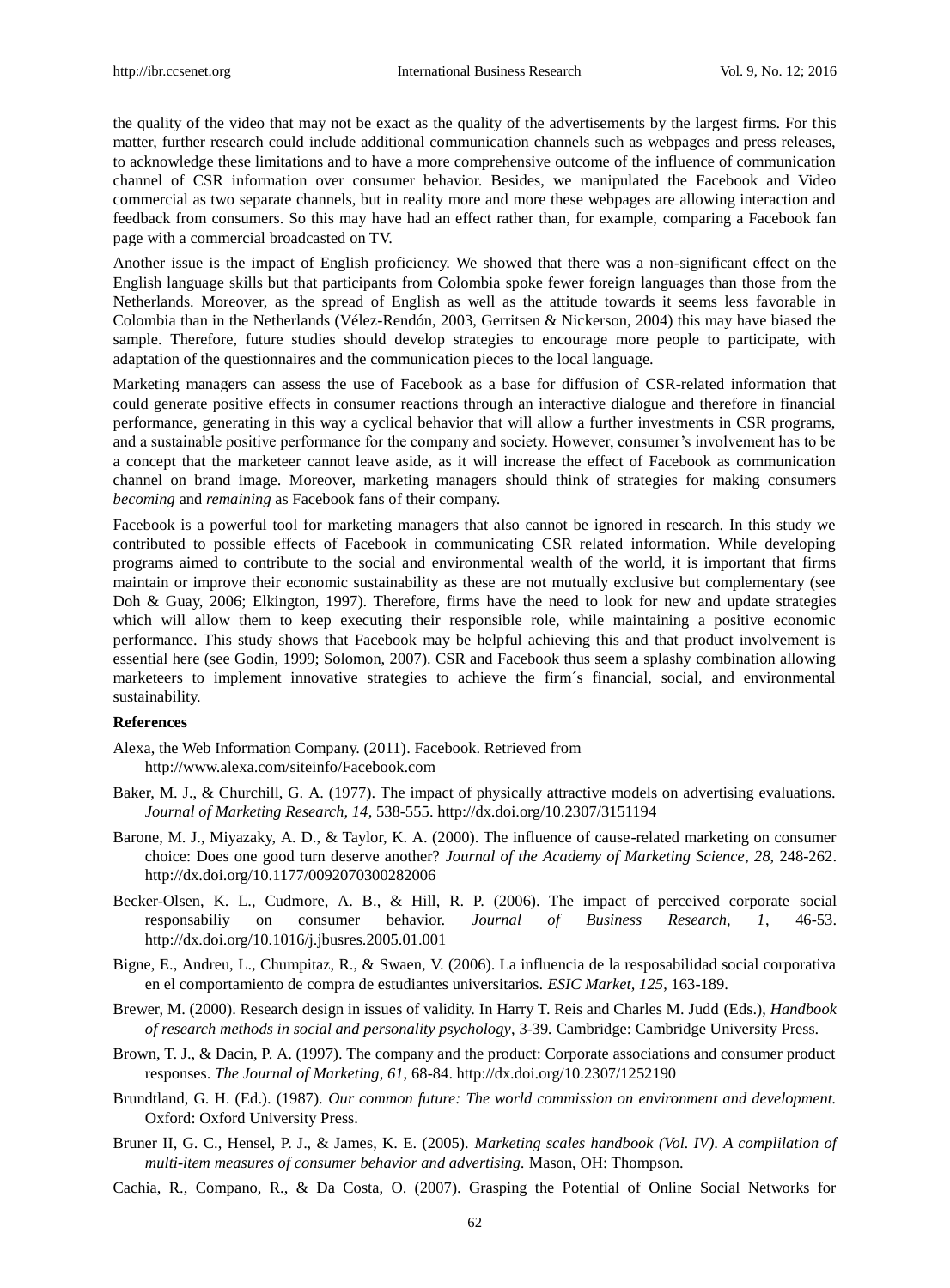the quality of the video that may not be exact as the quality of the advertisements by the largest firms. For this matter, further research could include additional communication channels such as webpages and press releases, to acknowledge these limitations and to have a more comprehensive outcome of the influence of communication channel of CSR information over consumer behavior. Besides, we manipulated the Facebook and Video commercial as two separate channels, but in reality more and more these webpages are allowing interaction and feedback from consumers. So this may have had an effect rather than, for example, comparing a Facebook fan page with a commercial broadcasted on TV.

Another issue is the impact of English proficiency. We showed that there was a non-significant effect on the English language skills but that participants from Colombia spoke fewer foreign languages than those from the Netherlands. Moreover, as the spread of English as well as the attitude towards it seems less favorable in Colombia than in the Netherlands (Vélez-Rendón, 2003, Gerritsen & Nickerson, 2004) this may have biased the sample. Therefore, future studies should develop strategies to encourage more people to participate, with adaptation of the questionnaires and the communication pieces to the local language.

Marketing managers can assess the use of Facebook as a base for diffusion of CSR-related information that could generate positive effects in consumer reactions through an interactive dialogue and therefore in financial performance, generating in this way a cyclical behavior that will allow a further investments in CSR programs, and a sustainable positive performance for the company and society. However, consumer's involvement has to be a concept that the marketeer cannot leave aside, as it will increase the effect of Facebook as communication channel on brand image. Moreover, marketing managers should think of strategies for making consumers *becoming* and *remaining* as Facebook fans of their company.

Facebook is a powerful tool for marketing managers that also cannot be ignored in research. In this study we contributed to possible effects of Facebook in communicating CSR related information. While developing programs aimed to contribute to the social and environmental wealth of the world, it is important that firms maintain or improve their economic sustainability as these are not mutually exclusive but complementary (see Doh & Guay, 2006; Elkington, 1997). Therefore, firms have the need to look for new and update strategies which will allow them to keep executing their responsible role, while maintaining a positive economic performance. This study shows that Facebook may be helpful achieving this and that product involvement is essential here (see Godin, 1999; Solomon, 2007). CSR and Facebook thus seem a splashy combination allowing marketeers to implement innovative strategies to achieve the firm´s financial, social, and environmental sustainability.

## References

Alexa, the Web Information Company. (2011). Facebook. Retrieved from http://www.alexa.com/siteinfo/Facebook.com

Baker, M. J., & Churchill, G. A. (1977). The impact of physically attractive models on advertising evaluations. *Journal of Marketing Research, 14*, 538-555. http://dx.doi.org/10.2307/3151194

Barone, M. J., Miyazaky, A. D., & Taylor, K. A. (2000). The influence of cause-related marketing on consumer choice: Does one good turn deserve another? *Journal of the Academy of Marketing Science*, *28*, 248-262. http://dx.doi.org/10.1177/0092070300282006

Becker-Olsen, K. L., Cudmore, A. B., & Hill, R. P. (2006). The impact of perceived corporate social responsabiliy on consumer behavior. *Journal of Business Research*, *1*, 46-53. http://dx.doi.org/10.1016/j.jbusres.2005.01.001

Bigne, E., Andreu, L., Chumpitaz, R., & Swaen, V. (2006). La influencia de la resposabilidad social corporativa en el comportamiento de compra de estudiantes universitarios. *ESIC Market, 125*, 163-189.

Brewer, M. (2000). Research design in issues of validity. In Harry T. Reis and Charles M. Judd (Eds.), *Handbook of research methods in social and personality psychology*, 3-39. Cambridge: Cambridge University Press.

Brown, T. J., & Dacin, P. A. (1997). The company and the product: Corporate associations and consumer product responses. *The Journal of Marketing, 61*, 68-84. http://dx.doi.org/10.2307/1252190

Brundtland, G. H. (Ed.). (1987). *Our common future: The world commission on environment and development.* Oxford: Oxford University Press.

Bruner II, G. C., Hensel, P. J., & James, K. E. (2005). *Marketing scales handbook (Vol. IV). A complilation of multi-item measures of consumer behavior and advertising.* Mason, OH: Thompson.

Cachia, R., Compano, R., & Da Costa, O. (2007). Grasping the Potential of Online Social Networks for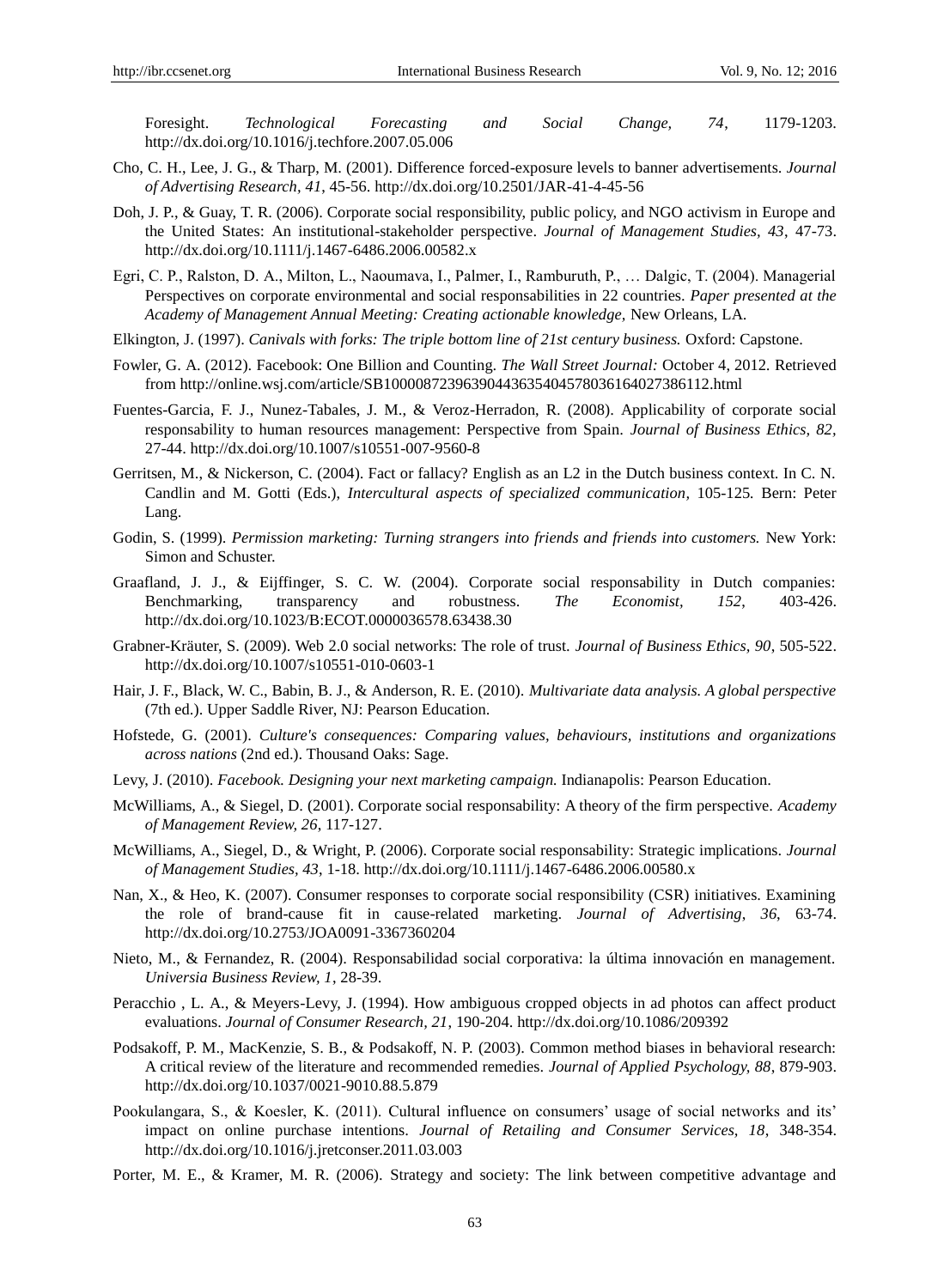Foresight. *Technological Forecasting and Social Change, 74*, 1179-1203. http://dx.doi.org/10.1016/j.techfore.2007.05.006

Cho, C. H., Lee, J. G., & Tharp, M. (2001). Difference forced-exposure levels to banner advertisements. *Journal of Advertising Research*, *41*, 45-56. http://dx.doi.org/10.2501/JAR-41-4-45-56

Doh, J. P., & Guay, T. R. (2006). Corporate social responsibility, public policy, and NGO activism in Europe and the United States: An institutional-stakeholder perspective. *Journal of Management Studies*, *43*, 47-73. http://dx.doi.org/10.1111/j.1467-6486.2006.00582.x

Egri, C. P., Ralston, D. A., Milton, L., Naoumava, I., Palmer, I., Ramburuth, P., … Dalgic, T. (2004). Managerial Perspectives on corporate environmental and social responsabilities in 22 countries. *Paper presented at the Academy of Management Annual Meeting: Creating actionable knowledge,* New Orleans, LA.

Elkington, J. (1997). *Canivals with forks: The triple bottom line of 21st century business.* Oxford: Capstone.

Fowler, G. A. (2012). Facebook: One Billion and Counting. *The Wall Street Journal:* October 4, 2012. Retrieved from http://online.wsj.com/article/SB10000872396390443635404578036164027386112.html

Fuentes-Garcia, F. J., Nunez-Tabales, J. M., & Veroz-Herradon, R. (2008). Applicability of corporate social responsability to human resources management: Perspective from Spain. *Journal of Business Ethics, 82,* 27-44. http://dx.doi.org/10.1007/s10551-007-9560-8

Gerritsen, M., & Nickerson, C. (2004). Fact or fallacy? English as an L2 in the Dutch business context. In C. N. Candlin and M. Gotti (Eds.), *Intercultural aspects of specialized communication,* 105-125*.* Bern: Peter Lang.

Godin, S. (1999). *Permission marketing: Turning strangers into friends and friends into customers.* New York: Simon and Schuster.

Graafland, J. J., & Eijffinger, S. C. W. (2004). Corporate social responsability in Dutch companies: Benchmarking, transparency and robustness. *The Economist*, *152*, 403-426. http://dx.doi.org/10.1023/B:ECOT.0000036578.63438.30

Grabner-Kräuter, S. (2009). Web 2.0 social networks: The role of trust. *Journal of Business Ethics, 90,* 505-522. http://dx.doi.org/10.1007/s10551-010-0603-1

Hair, J. F., Black, W. C., Babin, B. J., & Anderson, R. E. (2010). *Multivariate data analysis. A global perspective* (7th ed.). Upper Saddle River, NJ: Pearson Education.

Hofstede, G. (2001). *Culture's consequences: Comparing values, behaviours, institutions and organizations across nations* (2nd ed.). Thousand Oaks: Sage.

Levy, J. (2010). *Facebook. Designing your next marketing campaign.* Indianapolis: Pearson Education.

McWilliams, A., & Siegel, D. (2001). Corporate social responsability: A theory of the firm perspective. *Academy of Management Review, 26*, 117-127.

McWilliams, A., Siegel, D., & Wright, P. (2006). Corporate social responsability: Strategic implications. *Journal of Management Studies, 43*, 1-18. http://dx.doi.org/10.1111/j.1467-6486.2006.00580.x

Nan, X., & Heo, K. (2007). Consumer responses to corporate social responsibility (CSR) initiatives. Examining the role of brand-cause fit in cause-related marketing. *Journal of Advertising, 36,* 63-74. http://dx.doi.org/10.2753/JOA0091-3367360204

Nieto, M., & Fernandez, R. (2004). Responsabilidad social corporativa: la última innovación en management. *Universia Business Review, 1*, 28-39.

Peracchio , L. A., & Meyers-Levy, J. (1994). How ambiguous cropped objects in ad photos can affect product evaluations. *Journal of Consumer Research, 21,* 190-204. http://dx.doi.org/10.1086/209392

Podsakoff, P. M., MacKenzie, S. B., & Podsakoff, N. P. (2003). Common method biases in behavioral research: A critical review of the literature and recommended remedies. *Journal of Applied Psychology, 88,* 879-903. http://dx.doi.org/10.1037/0021-9010.88.5.879

Pookulangara, S., & Koesler, K. (2011). Cultural influence on consumers' usage of social networks and its' impact on online purchase intentions. *Journal of Retailing and Consumer Services, 18*, 348-354. http://dx.doi.org/10.1016/j.jretconser.2011.03.003

Porter, M. E., & Kramer, M. R. (2006). Strategy and society: The link between competitive advantage and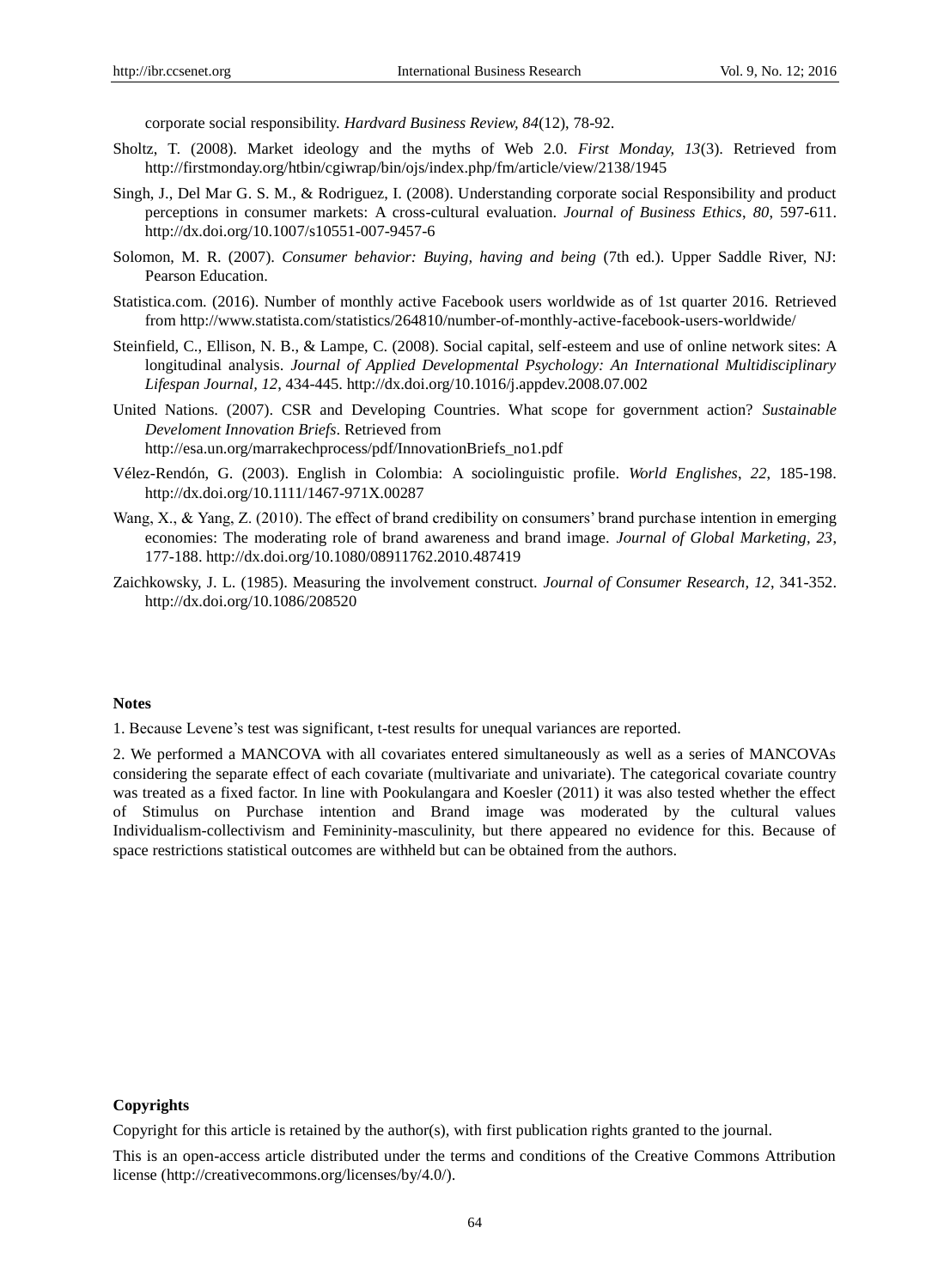corporate social responsibility. *Hardvard Business Review, 84*(12), 78-92.

Sholtz, T. (2008). Market ideology and the myths of Web 2.0. *First Monday, 13*(3). Retrieved from http://firstmonday.org/htbin/cgiwrap/bin/ojs/index.php/fm/article/view/2138/1945

Singh, J., Del Mar G. S. M., & Rodriguez, I. (2008). Understanding corporate social Responsibility and product perceptions in consumer markets: A cross-cultural evaluation. *Journal of Business Ethics*, *80*, 597-611. http://dx.doi.org/10.1007/s10551-007-9457-6

Solomon, M. R. (2007). *Consumer behavior: Buying, having and being* (7th ed.). Upper Saddle River, NJ: Pearson Education.

Statistica.com. (2016). Number of monthly active Facebook users worldwide as of 1st quarter 2016. Retrieved from http://www.statista.com/statistics/264810/number-of-monthly-active-facebook-users-worldwide/

Steinfield, C., Ellison, N. B., & Lampe, C. (2008). Social capital, self-esteem and use of online network sites: A longitudinal analysis. *Journal of Applied Developmental Psychology: An International Multidisciplinary Lifespan Journal*, *12*, 434-445. http://dx.doi.org/10.1016/j.appdev.2008.07.002

United Nations. (2007). CSR and Developing Countries. What scope for government action? *Sustainable Develoment Innovation Briefs*. Retrieved from http://esa.un.org/marrakechprocess/pdf/InnovationBriefs_no1.pdf

Vélez-Rendón, G. (2003). English in Colombia: A sociolinguistic profile. *World Englishes*, *22*, 185-198. http://dx.doi.org/10.1111/1467-971X.00287

Wang, X., & Yang, Z. (2010). The effect of brand credibility on consumers' brand purchase intention in emerging economies: The moderating role of brand awareness and brand image. *Journal of Global Marketing, 23*, 177-188. http://dx.doi.org/10.1080/08911762.2010.487419

Zaichkowsky, J. L. (1985). Measuring the involvement construct. *Journal of Consumer Research, 12*, 341-352. http://dx.doi.org/10.1086/208520

**Notes**

1. Because Levene's test was significant, t-test results for unequal variances are reported.

2. We performed a MANCOVA with all covariates entered simultaneously as well as a series of MANCOVAs considering the separate effect of each covariate (multivariate and univariate). The categorical covariate country was treated as a fixed factor. In line with Pookulangara and Koesler (2011) it was also tested whether the effect of Stimulus on Purchase intention and Brand image was moderated by the cultural values Individualism-collectivism and Femininity-masculinity, but there appeared no evidence for this. Because of space restrictions statistical outcomes are withheld but can be obtained from the authors.

**Copyrights**

Copyright for this article is retained by the author(s), with first publication rights granted to the journal.

This is an open-access article distributed under the terms and conditions of the Creative Commons Attribution license (http://creativecommons.org/licenses/by/4.0/).